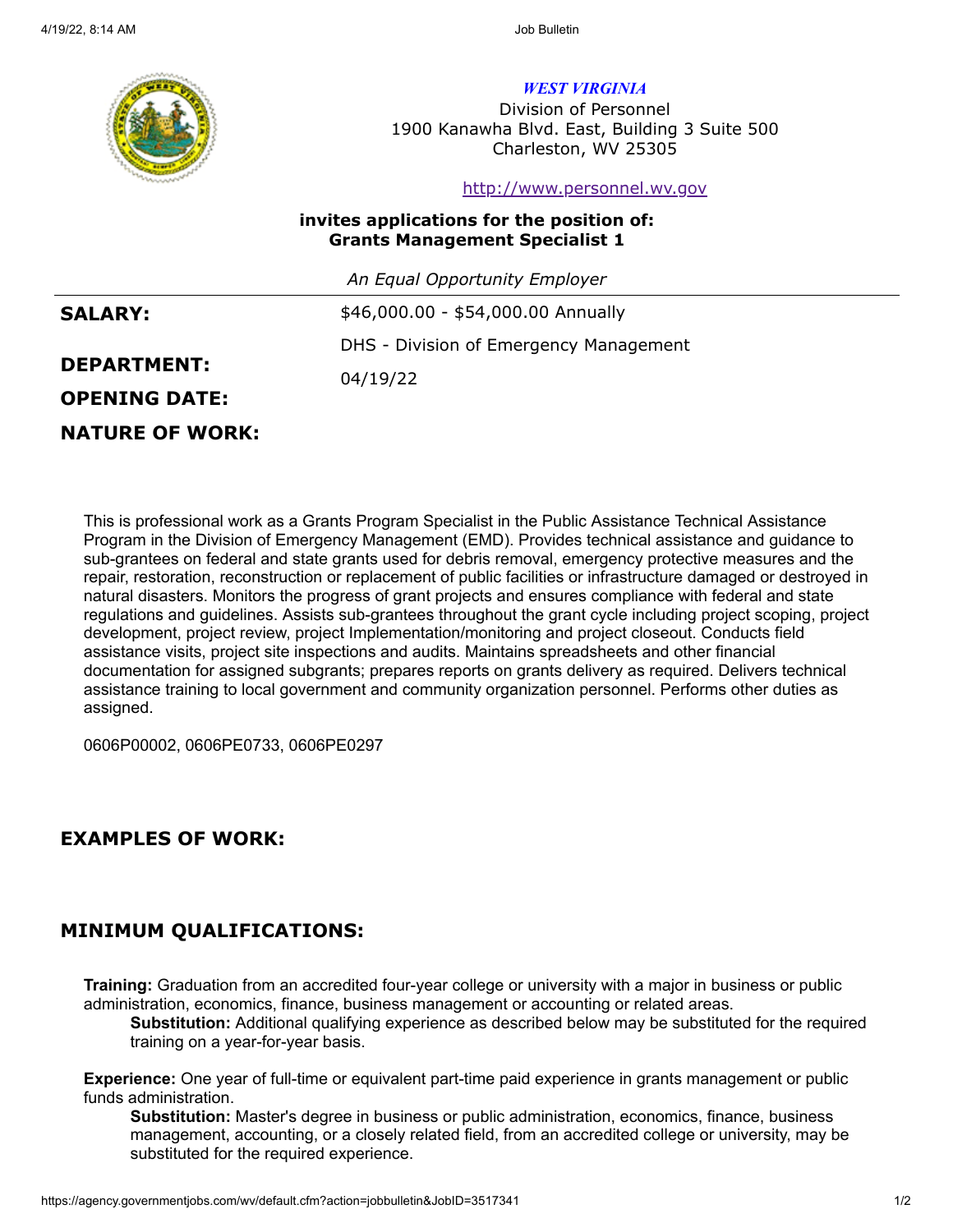*WEST VIRGINIA*

Division of Personnel
1900 Kanawha Blvd. East, Building 3 Suite 500
Charleston, WV 25305

http://www.personnel.wv.gov

**invites applications for the position of:**
**Grants Management Specialist 1**

*An Equal Opportunity Employer*

---

**SALARY:** $46,000.00 - $54,000.00 Annually

**DEPARTMENT:** DHS - Division of Emergency Management

**OPENING DATE:** 04/19/22

## NATURE OF WORK:

This is professional work as a Grants Program Specialist in the Public Assistance Technical Assistance Program in the Division of Emergency Management (EMD). Provides technical assistance and guidance to sub-grantees on federal and state grants used for debris removal, emergency protective measures and the repair, restoration, reconstruction or replacement of public facilities or infrastructure damaged or destroyed in natural disasters. Monitors the progress of grant projects and ensures compliance with federal and state regulations and guidelines. Assists sub-grantees throughout the grant cycle including project scoping, project development, project review, project Implementation/monitoring and project closeout. Conducts field assistance visits, project site inspections and audits. Maintains spreadsheets and other financial documentation for assigned subgrants; prepares reports on grants delivery as required. Delivers technical assistance training to local government and community organization personnel. Performs other duties as assigned.

0606P00002, 0606PE0733, 0606PE0297

## EXAMPLES OF WORK:

## MINIMUM QUALIFICATIONS:

**Training:** Graduation from an accredited four-year college or university with a major in business or public administration, economics, finance, business management or accounting or related areas.

> **Substitution:** Additional qualifying experience as described below may be substituted for the required training on a year-for-year basis.

**Experience:** One year of full-time or equivalent part-time paid experience in grants management or public funds administration.

> **Substitution:** Master's degree in business or public administration, economics, finance, business management, accounting, or a closely related field, from an accredited college or university, may be substituted for the required experience.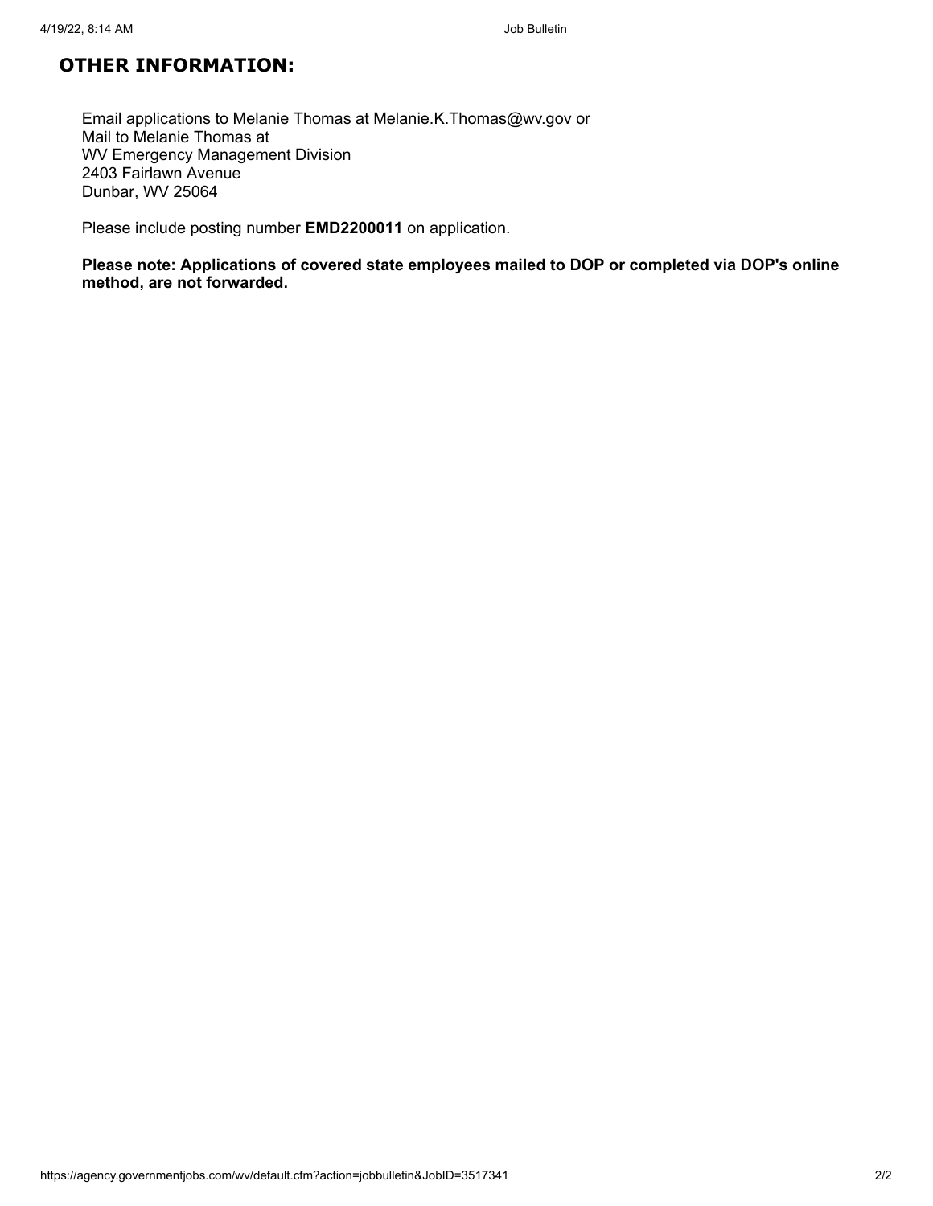## OTHER INFORMATION:

Email applications to Melanie Thomas at Melanie.K.Thomas@wv.gov or
Mail to Melanie Thomas at
WV Emergency Management Division
2403 Fairlawn Avenue
Dunbar, WV 25064

Please include posting number **EMD2200011** on application.

**Please note: Applications of covered state employees mailed to DOP or completed via DOP's online method, are not forwarded.**